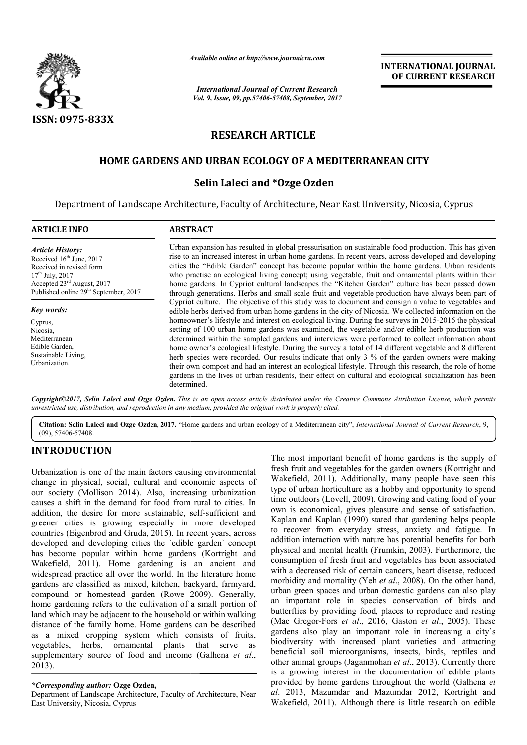# RESEARCH ARTICLE

## HOME GARDENS AND URBAN ECOLOGY OF A MEDITERRANEAN CITY

**Selin Laleci and \*Ozge Ozden**

Department of Landscape Architecture, Faculty of Architecture, Near East University, Nicosia, Cyprus

### ARTICLE INFO

*Article History:*
Received 16th June, 2017
Received in revised form 17th July, 2017
Accepted 23rd August, 2017
Published online 29th September, 2017

*Key words:*
Cyprus,
Nicosia,
Mediterranean
Edible Garden,
Sustainable Living,
Urbanization.

### ABSTRACT

Urban expansion has resulted in global pressurisation on sustainable food production. This has given rise to an increased interest in urban home gardens. In recent years, across developed and developing cities the "Edible Garden" concept has become popular within the home gardens. Urban residents who practise an ecological living concept; using vegetable, fruit and ornamental plants within their home gardens. In Cypriot cultural landscapes the "Kitchen Garden" culture has been passed down through generations. Herbs and small scale fruit and vegetable production have always been part of Cypriot culture. The objective of this study was to document and consign a value to vegetables and edible herbs derived from urban home gardens in the city of Nicosia. We collected information on the homeowner's lifestyle and interest on ecological living. During the surveys in 2015-2016 the physical setting of 100 urban home gardens was examined, the vegetable and/or edible herb production was determined within the sampled gardens and interviews were performed to collect information about home owner's ecological lifestyle. During the survey a total of 14 different vegetable and 8 different herb species were recorded. Our results indicate that only 3 % of the garden owners were making their own compost and had an interest an ecological lifestyle. Through this research, the role of home gardens in the lives of urban residents, their effect on cultural and ecological socialization has been determined.

***Copyright©2017, Selin Laleci and Ozge Ozden.*** *This is an open access article distributed under the Creative Commons Attribution License, which permits unrestricted use, distribution, and reproduction in any medium, provided the original work is properly cited.*

**Citation: Selin Laleci and Ozge Ozden, 2017.** "Home gardens and urban ecology of a Mediterranean city", *International Journal of Current Research*, 9, (09), 57406-57408.

## INTRODUCTION

Urbanization is one of the main factors causing environmental change in physical, social, cultural and economic aspects of our society (Mollison 2014). Also, increasing urbanization causes a shift in the demand for food from rural to cities. In addition, the desire for more sustainable, self-sufficient and greener cities is growing especially in more developed countries (Eigenbrod and Gruda, 2015). In recent years, across developed and developing cities the `edible garden` concept has become popular within home gardens (Kortright and Wakefield, 2011). Home gardening is an ancient and widespread practice all over the world. In the literature home gardens are classified as mixed, kitchen, backyard, farmyard, compound or homestead garden (Rowe 2009). Generally, home gardening refers to the cultivation of a small portion of land which may be adjacent to the household or within walking distance of the family home. Home gardens can be described as a mixed cropping system which consists of fruits, vegetables, herbs, ornamental plants that serve as supplementary source of food and income (Galhena *et al*., 2013).

The most important benefit of home gardens is the supply of fresh fruit and vegetables for the garden owners (Kortright and Wakefield, 2011). Additionally, many people have seen this type of urban horticulture as a hobby and opportunity to spend time outdoors (Lovell, 2009). Growing and eating food of your own is economical, gives pleasure and sense of satisfaction. Kaplan and Kaplan (1990) stated that gardening helps people to recover from everyday stress, anxiety and fatigue. In addition interaction with nature has potential benefits for both physical and mental health (Frumkin, 2003). Furthermore, the consumption of fresh fruit and vegetables has been associated with a decreased risk of certain cancers, heart disease, reduced morbidity and mortality (Yeh *et al*., 2008). On the other hand, urban green spaces and urban domestic gardens can also play an important role in species conservation of birds and butterflies by providing food, places to reproduce and resting (Mac Gregor-Fors *et al*., 2016, Gaston *et al*., 2005). These gardens also play an important role in increasing a city`s biodiversity with increased plant varieties and attracting beneficial soil microorganisms, insects, birds, reptiles and other animal groups (Jaganmohan *et al*., 2013). Currently there is a growing interest in the documentation of edible plants provided by home gardens throughout the world (Galhena *et al*. 2013, Mazumdar and Mazumdar 2012, Kortright and Wakefield, 2011). Although there is little research on edible

***\*Corresponding author:*** **Ozge Ozden,**
Department of Landscape Architecture, Faculty of Architecture, Near East University, Nicosia, Cyprus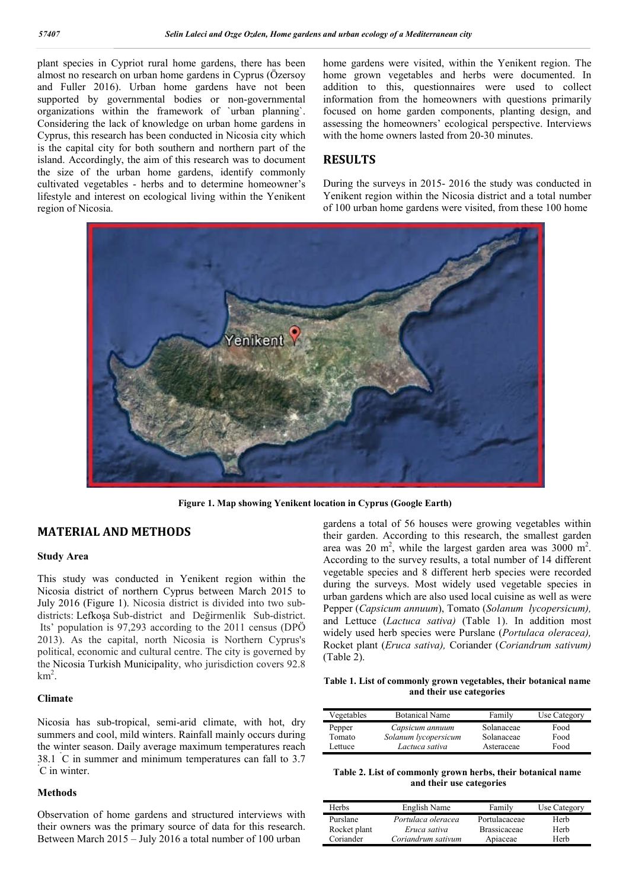plant species in Cypriot rural home gardens, there has been almost no research on urban home gardens in Cyprus (Özersoy and Fuller 2016). Urban home gardens have not been supported by governmental bodies or non-governmental organizations within the framework of `urban planning`. Considering the lack of knowledge on urban home gardens in Cyprus, this research has been conducted in Nicosia city which is the capital city for both southern and northern part of the island. Accordingly, the aim of this research was to document the size of the urban home gardens, identify commonly cultivated vegetables - herbs and to determine homeowner's lifestyle and interest on ecological living within the Yenikent region of Nicosia.

**Figure 1. Map showing Yenikent location in Cyprus (Google Earth)**

## MATERIAL AND METHODS

### Study Area

This study was conducted in Yenikent region within the Nicosia district of northern Cyprus between March 2015 to July 2016 (Figure 1). Nicosia district is divided into two sub-districts: Lefkoşa Sub-district and Değirmenlik Sub-district. Its' population is 97,293 according to the 2011 census (DPÖ 2013). As the capital, north Nicosia is Northern Cyprus's political, economic and cultural centre. The city is governed by the Nicosia Turkish Municipality, who jurisdiction covers 92.8 $km^2$.

### Climate

Nicosia has sub-tropical, semi-arid climate, with hot, dry summers and cool, mild winters. Rainfall mainly occurs during the winter season. Daily average maximum temperatures reach 38.1 °C in summer and minimum temperatures can fall to 3.7 °C in winter.

### Methods

Observation of home gardens and structured interviews with their owners was the primary source of data for this research. Between March 2015 – July 2016 a total number of 100 urban home gardens were visited, within the Yenikent region. The home grown vegetables and herbs were documented. In addition to this, questionnaires were used to collect information from the homeowners with questions primarily focused on home garden components, planting design, and assessing the homeowners' ecological perspective. Interviews with the home owners lasted from 20-30 minutes.

## RESULTS

During the surveys in 2015- 2016 the study was conducted in Yenikent region within the Nicosia district and a total number of 100 urban home gardens were visited, from these 100 home gardens a total of 56 houses were growing vegetables within their garden. According to this research, the smallest garden area was 20 $m^2$, while the largest garden area was 3000 $m^2$. According to the survey results, a total number of 14 different vegetable species and 8 different herb species were recorded during the surveys. Most widely used vegetable species in urban gardens which are also used local cuisine as well as were Pepper (*Capsicum annuum*), Tomato (*Solanum lycopersicum),* and Lettuce (*Lactuca sativa)* (Table 1). In addition most widely used herb species were Purslane (*Portulaca oleracea),* Rocket plant (*Eruca sativa),* Coriander (*Coriandrum sativum)* (Table 2).

**Table 1. List of commonly grown vegetables, their botanical name and their use categories**

| Vegetables | Botanical Name | Family | Use Category |
|---|---|---|---|
| Pepper | *Capsicum annuum* | Solanaceae | Food |
| Tomato | *Solanum lycopersicum* | Solanaceae | Food |
| Lettuce | *Lactuca sativa* | Asteraceae | Food |

**Table 2. List of commonly grown herbs, their botanical name and their use categories**

| Herbs | English Name | Family | Use Category |
|---|---|---|---|
| Purslane | *Portulaca oleracea* | Portulacaceae | Herb |
| Rocket plant | *Eruca sativa* | Brassicaceae | Herb |
| Coriander | *Coriandrum sativum* | Apiaceae | Herb |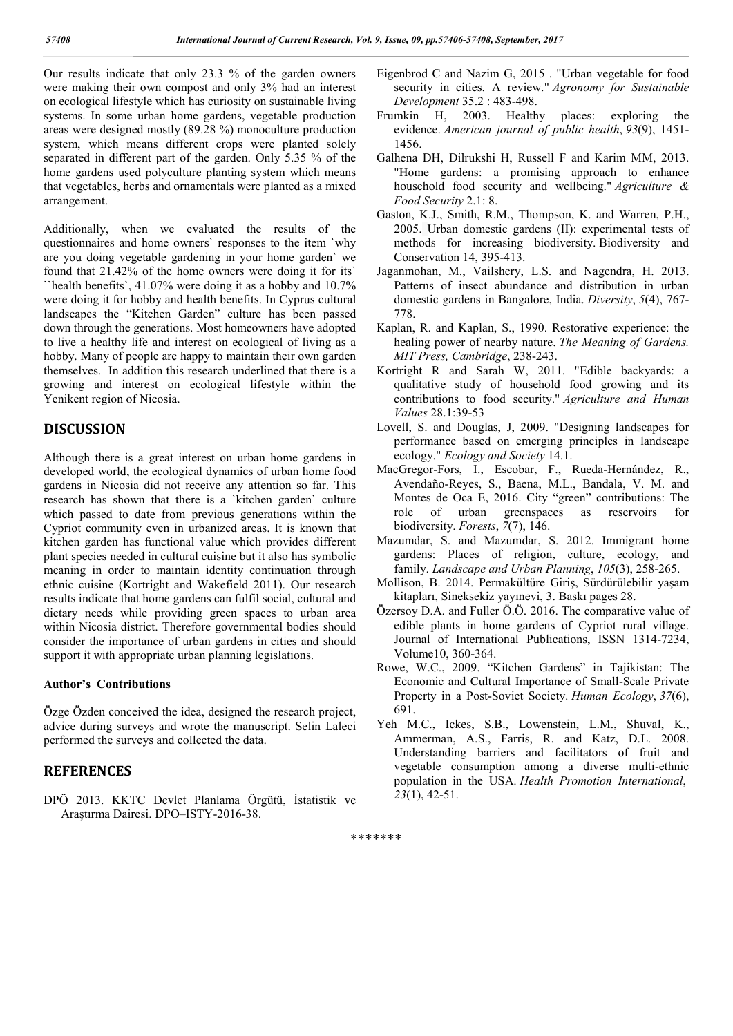Our results indicate that only 23.3 % of the garden owners were making their own compost and only 3% had an interest on ecological lifestyle which has curiosity on sustainable living systems. In some urban home gardens, vegetable production areas were designed mostly (89.28 %) monoculture production system, which means different crops were planted solely separated in different part of the garden. Only 5.35 % of the home gardens used polyculture planting system which means that vegetables, herbs and ornamentals were planted as a mixed arrangement.

Additionally, when we evaluated the results of the questionnaires and home owners` responses to the item `why are you doing vegetable gardening in your home garden` we found that 21.42% of the home owners were doing it for its` ``health benefits`, 41.07% were doing it as a hobby and 10.7% were doing it for hobby and health benefits. In Cyprus cultural landscapes the "Kitchen Garden" culture has been passed down through the generations. Most homeowners have adopted to live a healthy life and interest on ecological of living as a hobby. Many of people are happy to maintain their own garden themselves. In addition this research underlined that there is a growing and interest on ecological lifestyle within the Yenikent region of Nicosia.

## DISCUSSION

Although there is a great interest on urban home gardens in developed world, the ecological dynamics of urban home food gardens in Nicosia did not receive any attention so far. This research has shown that there is a `kitchen garden` culture which passed to date from previous generations within the Cypriot community even in urbanized areas. It is known that kitchen garden has functional value which provides different plant species needed in cultural cuisine but it also has symbolic meaning in order to maintain identity continuation through ethnic cuisine (Kortright and Wakefield 2011). Our research results indicate that home gardens can fulfil social, cultural and dietary needs while providing green spaces to urban area within Nicosia district. Therefore governmental bodies should consider the importance of urban gardens in cities and should support it with appropriate urban planning legislations.

### Author's Contributions

Özge Özden conceived the idea, designed the research project, advice during surveys and wrote the manuscript. Selin Laleci performed the surveys and collected the data.

## REFERENCES

DPÖ 2013. KKTC Devlet Planlama Örgütü, İstatistik ve Araştırma Dairesi. DPO–ISTY-2016-38.

Eigenbrod C and Nazim G, 2015 . "Urban vegetable for food security in cities. A review." *Agronomy for Sustainable Development* 35.2 : 483-498.

Frumkin H, 2003. Healthy places: exploring the evidence. *American journal of public health*, *93*(9), 1451-1456.

Galhena DH, Dilrukshi H, Russell F and Karim MM, 2013. "Home gardens: a promising approach to enhance household food security and wellbeing." *Agriculture & Food Security* 2.1: 8.

Gaston, K.J., Smith, R.M., Thompson, K. and Warren, P.H., 2005. Urban domestic gardens (II): experimental tests of methods for increasing biodiversity. Biodiversity and Conservation 14, 395-413.

Jaganmohan, M., Vailshery, L.S. and Nagendra, H. 2013. Patterns of insect abundance and distribution in urban domestic gardens in Bangalore, India. *Diversity*, *5*(4), 767-778.

Kaplan, R. and Kaplan, S., 1990. Restorative experience: the healing power of nearby nature. *The Meaning of Gardens. MIT Press, Cambridge*, 238-243.

Kortright R and Sarah W, 2011. "Edible backyards: a qualitative study of household food growing and its contributions to food security." *Agriculture and Human Values* 28.1:39-53

Lovell, S. and Douglas, J, 2009. "Designing landscapes for performance based on emerging principles in landscape ecology." *Ecology and Society* 14.1.

MacGregor-Fors, I., Escobar, F., Rueda-Hernández, R., Avendaño-Reyes, S., Baena, M.L., Bandala, V. M. and Montes de Oca E, 2016. City "green" contributions: The role of urban greenspaces as reservoirs for biodiversity. *Forests*, *7*(7), 146.

Mazumdar, S. and Mazumdar, S. 2012. Immigrant home gardens: Places of religion, culture, ecology, and family. *Landscape and Urban Planning*, *105*(3), 258-265.

Mollison, B. 2014. Permakültüre Giriş, Sürdürülebilir yaşam kitapları, Sineksekiz yayınevi, 3. Baskı pages 28.

Özersoy D.A. and Fuller Ö.Ö. 2016. The comparative value of edible plants in home gardens of Cypriot rural village. Journal of International Publications, ISSN 1314-7234, Volume10, 360-364.

Rowe, W.C., 2009. "Kitchen Gardens" in Tajikistan: The Economic and Cultural Importance of Small-Scale Private Property in a Post-Soviet Society. *Human Ecology*, *37*(6), 691.

Yeh M.C., Ickes, S.B., Lowenstein, L.M., Shuval, K., Ammerman, A.S., Farris, R. and Katz, D.L. 2008. Understanding barriers and facilitators of fruit and vegetable consumption among a diverse multi-ethnic population in the USA. *Health Promotion International*, *23*(1), 42-51.

\*\*\*\*\*\*\*